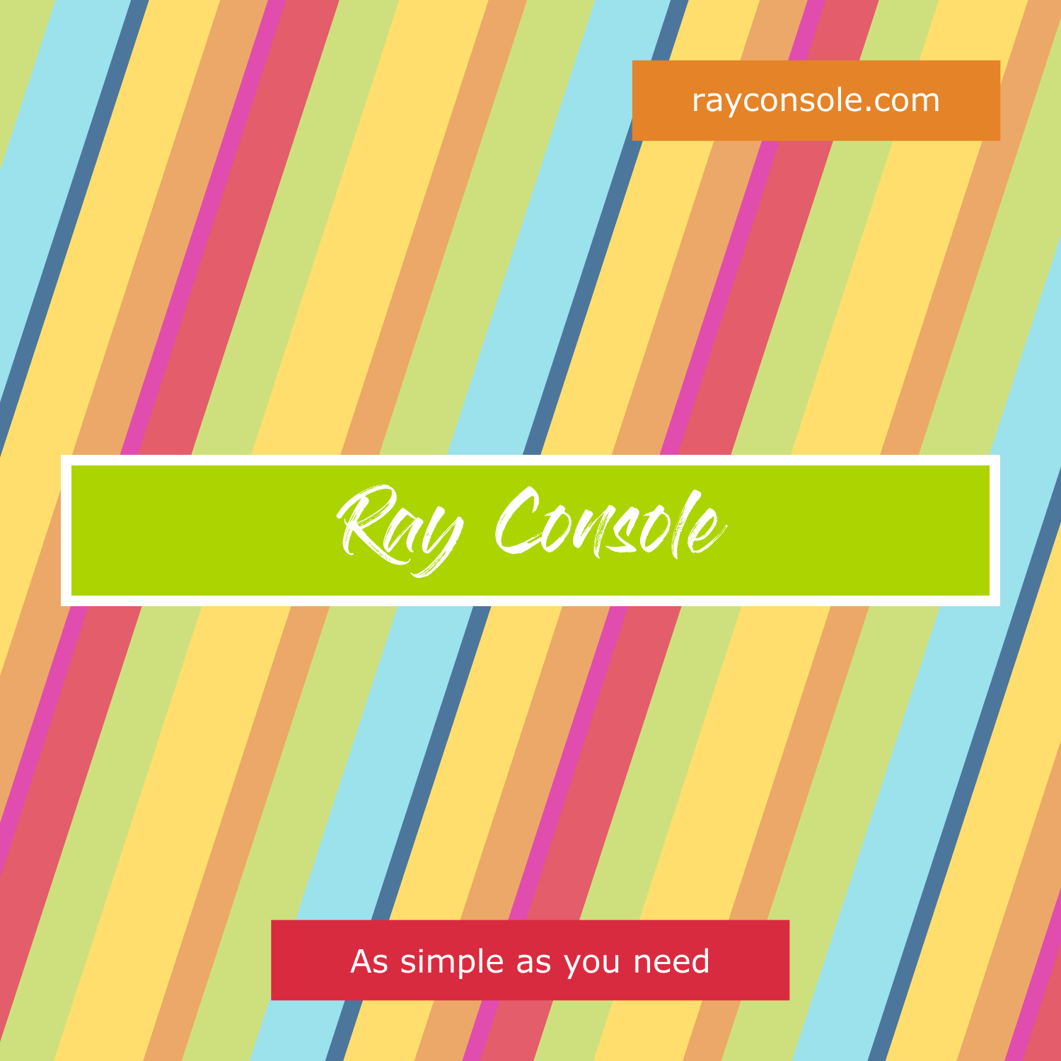rayconsole.com

# Ray Console

As simple as you need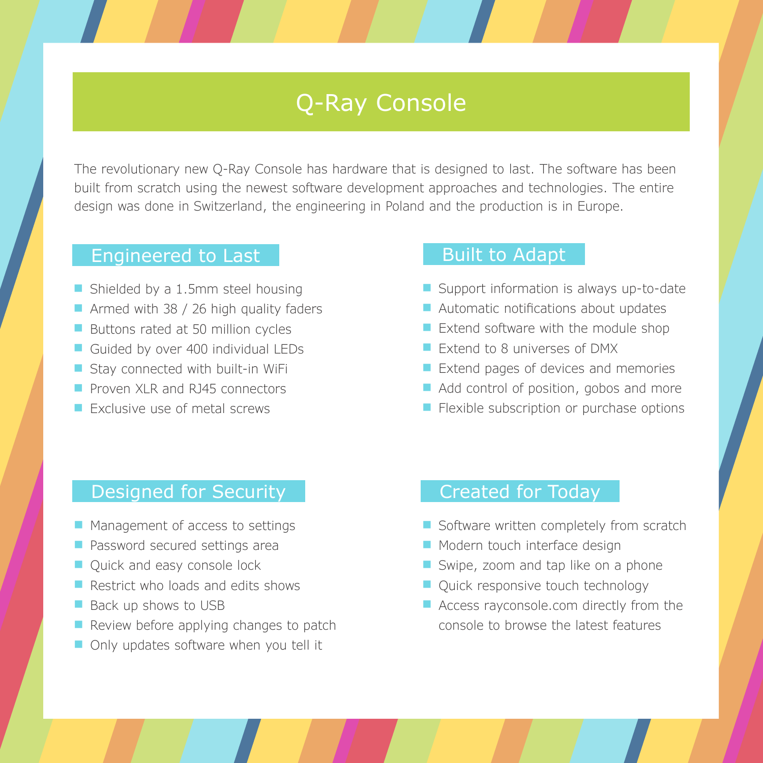# Q-Ray Console

The revolutionary new Q-Ray Console has hardware that is designed to last. The software has been built from scratch using the newest software development approaches and technologies. The entire design was done in Switzerland, the engineering in Poland and the production is in Europe.

## Engineered to Last

- Shielded by a 1.5mm steel housing
- Armed with 38 / 26 high quality faders
- Buttons rated at 50 million cycles
- Guided by over 400 individual LEDs
- Stay connected with built-in WiFi
- Proven XLR and RJ45 connectors
- Exclusive use of metal screws

## Built to Adapt

- Support information is always up-to-date
- Automatic notifications about updates
- Extend software with the module shop
- Extend to 8 universes of DMX
- Extend pages of devices and memories
- Add control of position, gobos and more
- Flexible subscription or purchase options

## Designed for Security

- Management of access to settings
- Password secured settings area
- Quick and easy console lock
- Restrict who loads and edits shows
- Back up shows to USB
- Review before applying changes to patch
- Only updates software when you tell it

## Created for Today

- Software written completely from scratch
- Modern touch interface design
- Swipe, zoom and tap like on a phone
- Quick responsive touch technology
- Access rayconsole.com directly from the console to browse the latest features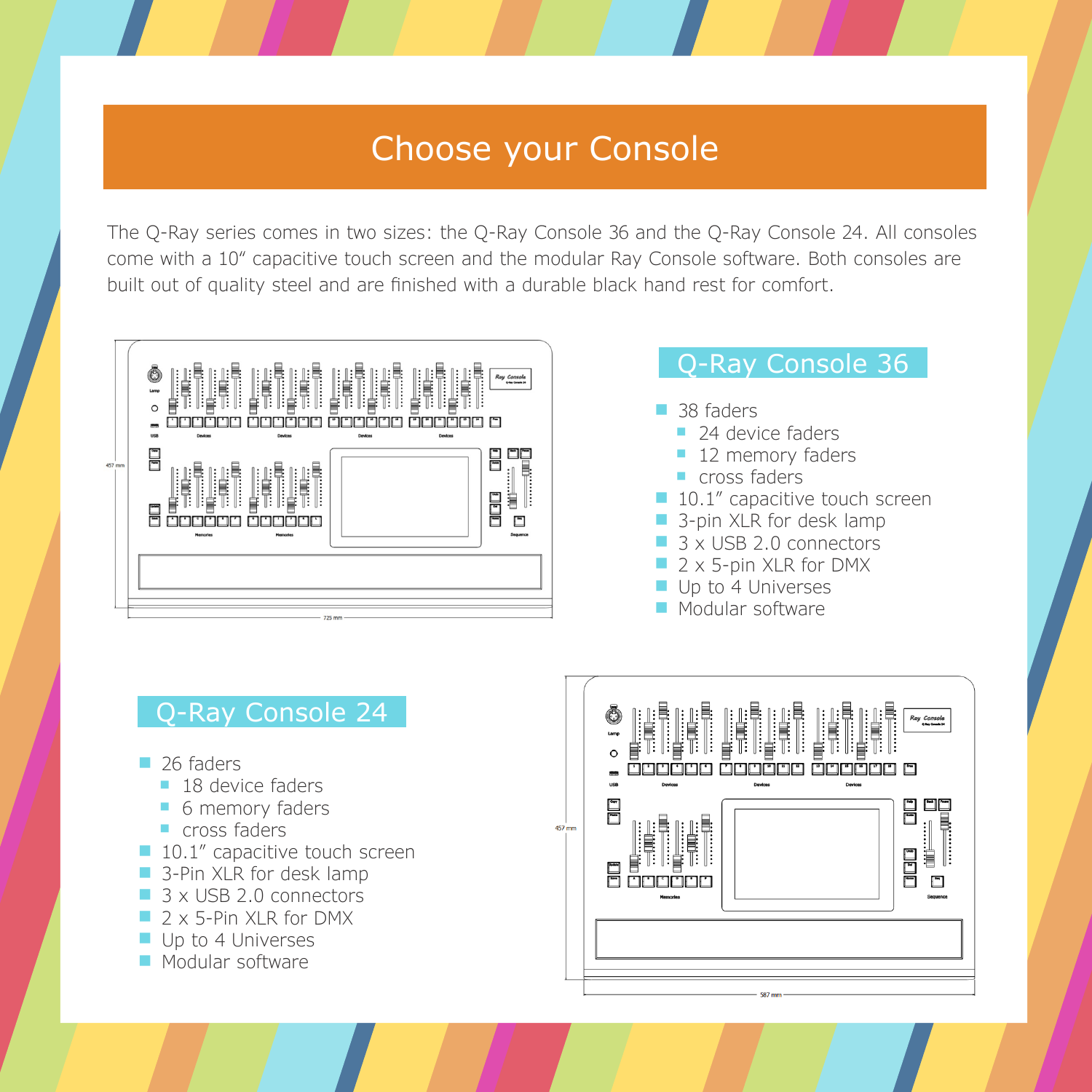# Choose your Console

The Q-Ray series comes in two sizes: the Q-Ray Console 36 and the Q-Ray Console 24. All consoles come with a 10" capacitive touch screen and the modular Ray Console software. Both consoles are built out of quality steel and are finished with a durable black hand rest for comfort.

## Q-Ray Console 36

- 38 faders
  - 24 device faders
  - 12 memory faders
  - cross faders
- 10.1" capacitive touch screen
- 3-pin XLR for desk lamp
- 3 x USB 2.0 connectors
- 2 x 5-pin XLR for DMX
- Up to 4 Universes
- Modular software

## Q-Ray Console 24

- 26 faders
  - 18 device faders
  - 6 memory faders
  - cross faders
- 10.1" capacitive touch screen
- 3-Pin XLR for desk lamp
- 3 x USB 2.0 connectors
- 2 x 5-Pin XLR for DMX
- Up to 4 Universes
- Modular software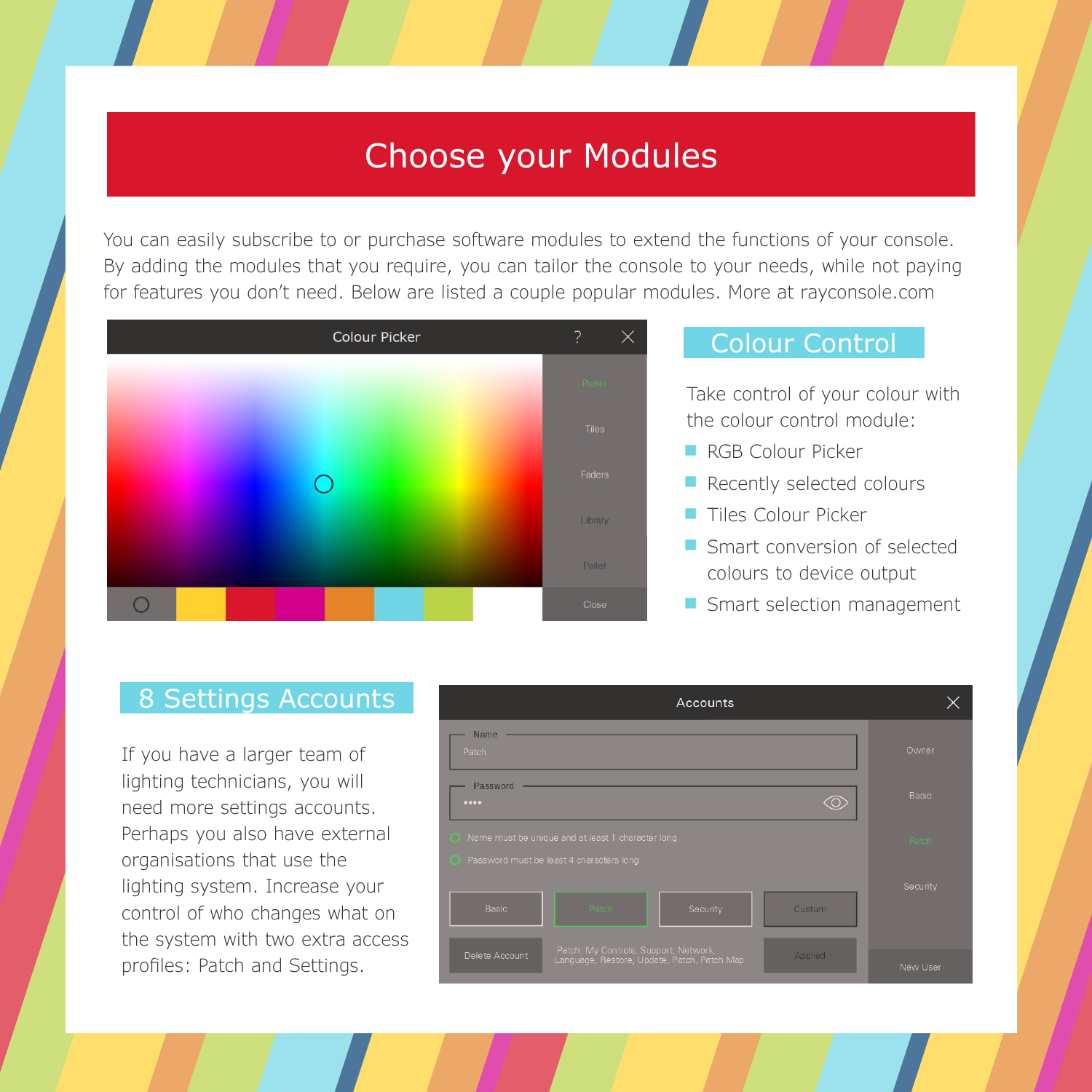# Choose your Modules

You can easily subscribe to or purchase software modules to extend the functions of your console. By adding the modules that you require, you can tailor the console to your needs, while not paying for features you don't need. Below are listed a couple popular modules. More at rayconsole.com

## Colour Control

Take control of your colour with the colour control module:

- RGB Colour Picker
- Recently selected colours
- Tiles Colour Picker
- Smart conversion of selected colours to device output
- Smart selection management

## 8 Settings Accounts

If you have a larger team of lighting technicians, you will need more settings accounts. Perhaps you also have external organisations that use the lighting system. Increase your control of who changes what on the system with two extra access profiles: Patch and Settings.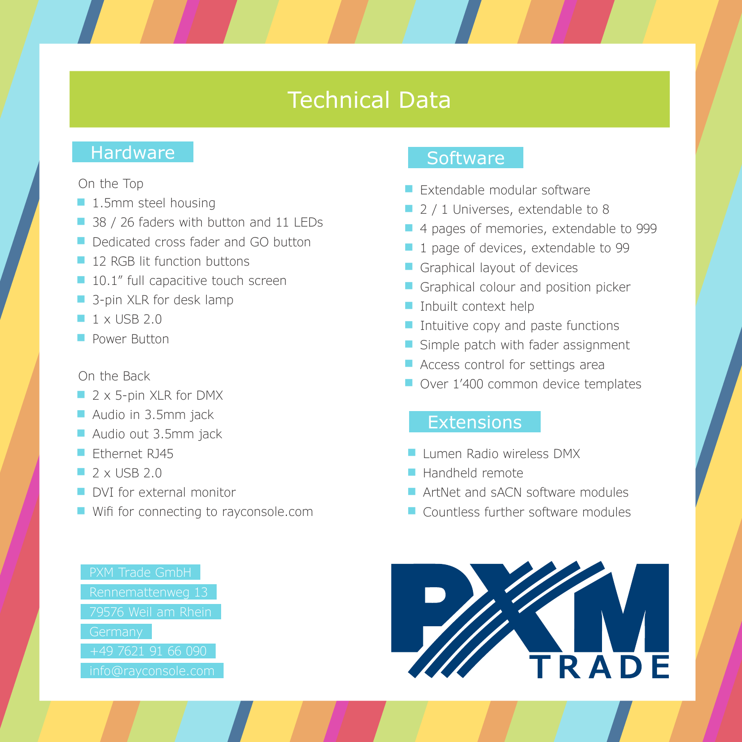# Technical Data

## Hardware

On the Top

- 1.5mm steel housing
- 38 / 26 faders with button and 11 LEDs
- Dedicated cross fader and GO button
- 12 RGB lit function buttons
- 10.1″ full capacitive touch screen
- 3-pin XLR for desk lamp
- 1 x USB 2.0
- Power Button

On the Back

- 2 x 5-pin XLR for DMX
- Audio in 3.5mm jack
- Audio out 3.5mm jack
- Ethernet RJ45
- 2 x USB 2.0
- DVI for external monitor
- Wifi for connecting to rayconsole.com

## Software

- Extendable modular software
- 2 / 1 Universes, extendable to 8
- 4 pages of memories, extendable to 999
- 1 page of devices, extendable to 99
- Graphical layout of devices
- Graphical colour and position picker
- Inbuilt context help
- Intuitive copy and paste functions
- Simple patch with fader assignment
- Access control for settings area
- Over 1’400 common device templates

## Extensions

- Lumen Radio wireless DMX
- Handheld remote
- ArtNet and sACN software modules
- Countless further software modules

PXM Trade GmbH
Rennemattenweg 13
79576 Weil am Rhein
Germany
+49 7621 91 66 090
info@rayconsole.com

PXM TRADE